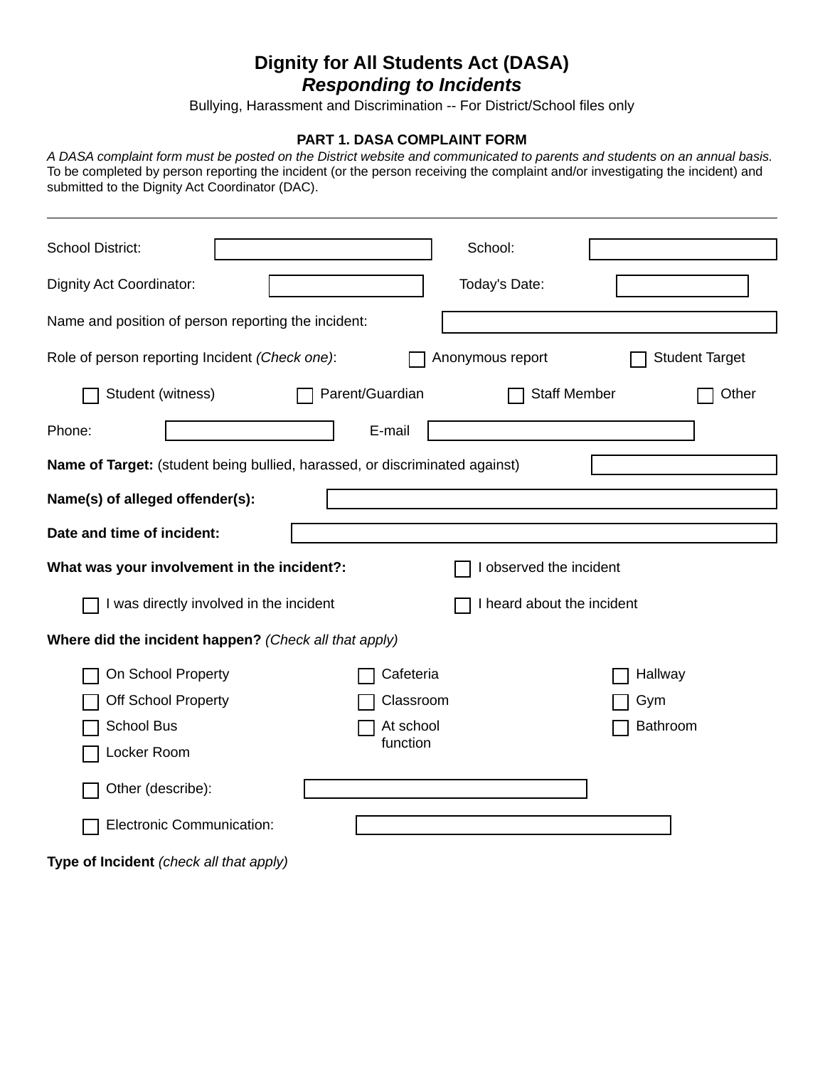# Dignity for All Students Act (DASA)

## *Responding to Incidents*

Bullying, Harassment and Discrimination -- For District/School files only

### PART 1. DASA COMPLAINT FORM

*A DASA complaint form must be posted on the District website and communicated to parents and students on an annual basis.* To be completed by person reporting the incident (or the person receiving the complaint and/or investigating the incident) and submitted to the Dignity Act Coordinator (DAC).

---

School District: ______ School: ______

Dignity Act Coordinator: ______ Today's Date: ______

Name and position of person reporting the incident: ______

Role of person reporting Incident *(Check one)*: ☐ Anonymous report ☐ Student Target

☐ Student (witness) ☐ Parent/Guardian ☐ Staff Member ☐ Other

Phone: ______ E-mail ______

**Name of Target:** (student being bullied, harassed, or discriminated against) ______

**Name(s) of alleged offender(s):** ______

**Date and time of incident:** ______

**What was your involvement in the incident?:** ☐ I observed the incident

☐ I was directly involved in the incident ☐ I heard about the incident

**Where did the incident happen?** *(Check all that apply)*

☐ On School Property ☐ Cafeteria ☐ Hallway

☐ Off School Property ☐ Classroom ☐ Gym

☐ School Bus ☐ At school function ☐ Bathroom

☐ Locker Room

☐ Other (describe): ______

☐ Electronic Communication: ______

**Type of Incident** *(check all that apply)*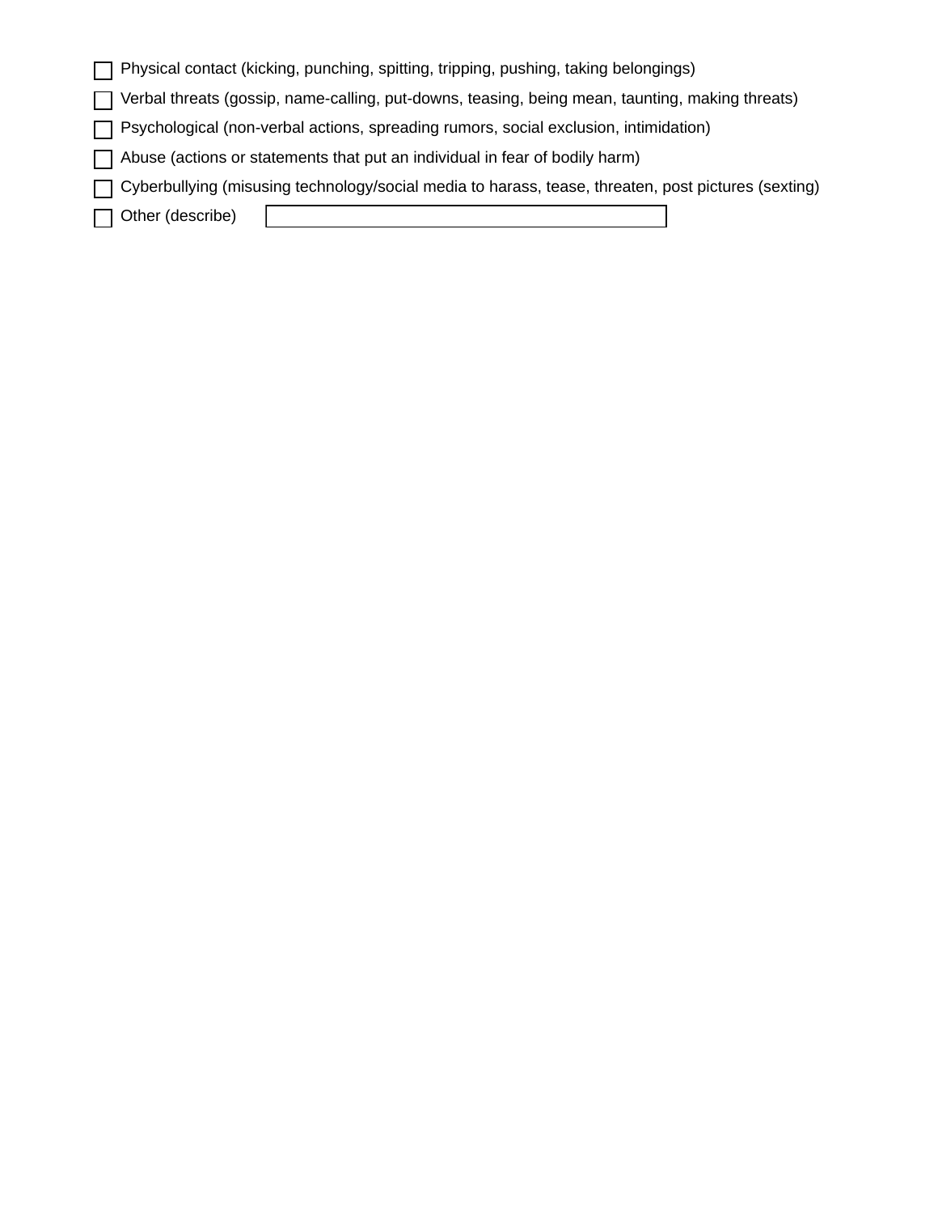- [ ] Physical contact (kicking, punching, spitting, tripping, pushing, taking belongings)
- [ ] Verbal threats (gossip, name-calling, put-downs, teasing, being mean, taunting, making threats)
- [ ] Psychological (non-verbal actions, spreading rumors, social exclusion, intimidation)
- [ ] Abuse (actions or statements that put an individual in fear of bodily harm)
- [ ] Cyberbullying (misusing technology/social media to harass, tease, threaten, post pictures (sexting)
- [ ] Other (describe) ____________________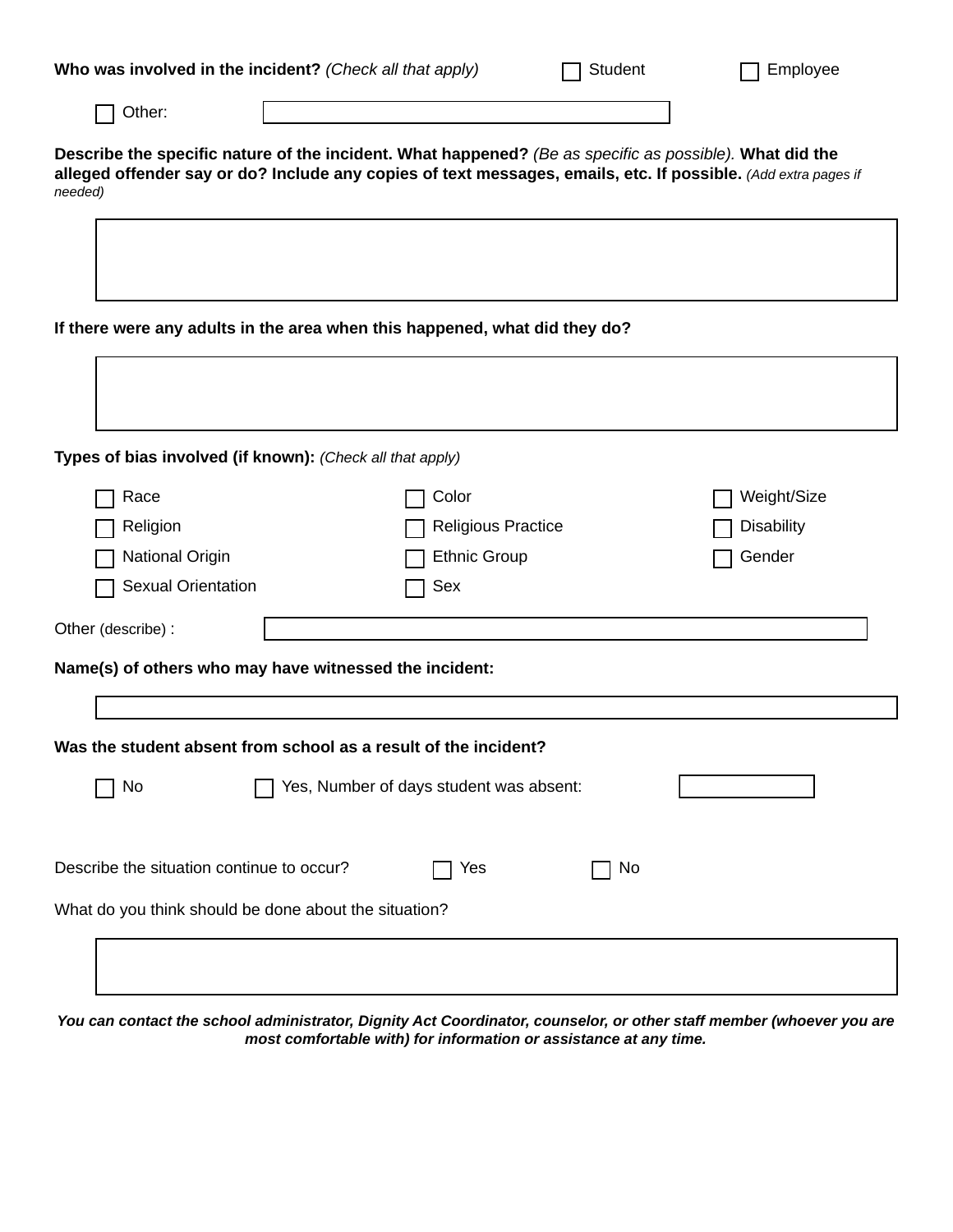**Who was involved in the incident?** *(Check all that apply)* ☐ Student ☐ Employee

☐ Other: \_\_\_\_\_\_\_\_\_\_\_\_\_\_\_\_\_\_\_\_

**Describe the specific nature of the incident. What happened?** *(Be as specific as possible).* **What did the alleged offender say or do? Include any copies of text messages, emails, etc. If possible.** *(Add extra pages if needed)*

| |
|---|
| |

**If there were any adults in the area when this happened, what did they do?**

| |
|---|
| |

**Types of bias involved (if known):** *(Check all that apply)*

| | | |
|---|---|---|
| ☐ Race | ☐ Color | ☐ Weight/Size |
| ☐ Religion | ☐ Religious Practice | ☐ Disability |
| ☐ National Origin | ☐ Ethnic Group | ☐ Gender |
| ☐ Sexual Orientation | ☐ Sex | |

Other (describe) : \_\_\_\_\_\_\_\_\_\_\_\_\_\_\_\_\_\_\_\_

**Name(s) of others who may have witnessed the incident:**

| |
|---|
| |

**Was the student absent from school as a result of the incident?**

☐ No ☐ Yes, Number of days student was absent: \_\_\_\_\_\_\_\_

Describe the situation continue to occur? ☐ Yes ☐ No

What do you think should be done about the situation?

| |
|---|
| |

***You can contact the school administrator, Dignity Act Coordinator, counselor, or other staff member (whoever you are most comfortable with) for information or assistance at any time.***